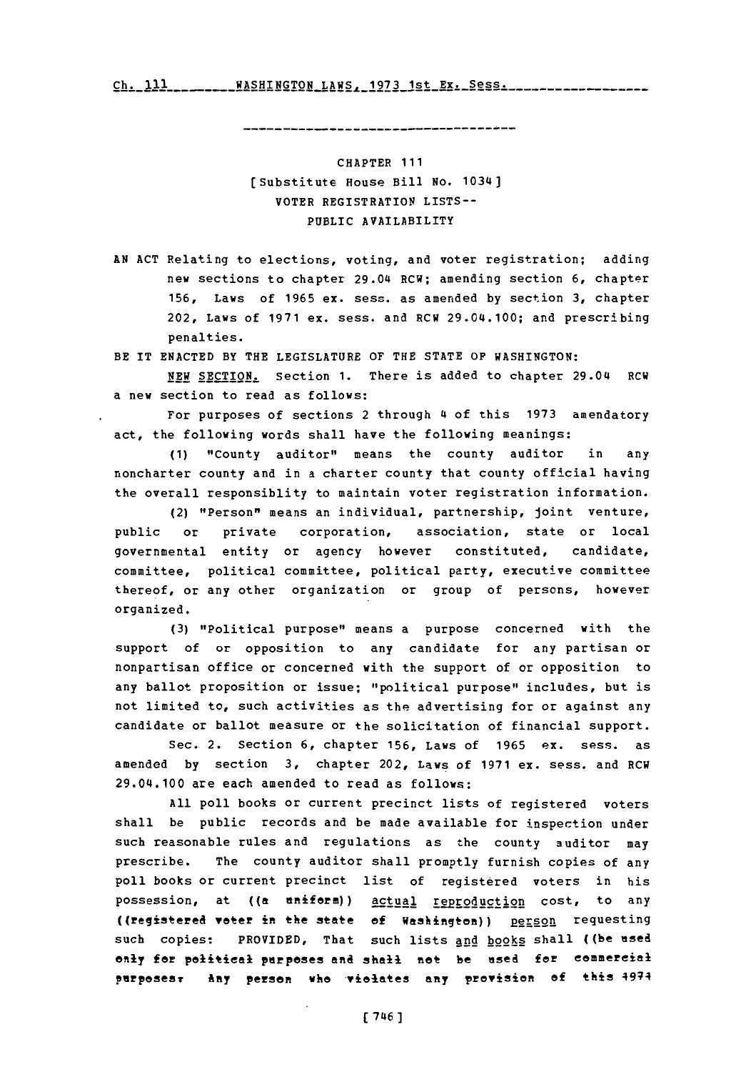CHAPTER 111

[Substitute House Bill No. 1034]

VOTER REGISTRATION LISTS--
PUBLIC AVAILABILITY

AN ACT Relating to elections, voting, and voter registration; adding new sections to chapter 29.04 RCW; amending section 6, chapter 156, Laws of 1965 ex. sess. as amended by section 3, chapter 202, Laws of 1971 ex. sess. and RCW 29.04.100; and prescribing penalties.

BE IT ENACTED BY THE LEGISLATURE OF THE STATE OF WASHINGTON:

NEW SECTION. Section 1. There is added to chapter 29.04 RCW a new section to read as follows:

For purposes of sections 2 through 4 of this 1973 amendatory act, the following words shall have the following meanings:

(1) "County auditor" means the county auditor in any noncharter county and in a charter county that county official having the overall responsiblity to maintain voter registration information.

(2) "Person" means an individual, partnership, joint venture, public or private corporation, association, state or local governmental entity or agency however constituted, candidate, committee, political committee, political party, executive committee thereof, or any other organization or group of persons, however organized.

(3) "Political purpose" means a purpose concerned with the support of or opposition to any candidate for any partisan or nonpartisan office or concerned with the support of or opposition to any ballot proposition or issue; "political purpose" includes, but is not limited to, such activities as the advertising for or against any candidate or ballot measure or the solicitation of financial support.

Sec. 2. Section 6, chapter 156, Laws of 1965 ex. sess. as amended by section 3, chapter 202, Laws of 1971 ex. sess. and RCW 29.04.100 are each amended to read as follows:

All poll books or current precinct lists of registered voters shall be public records and be made available for inspection under such reasonable rules and regulations as the county auditor may prescribe. The county auditor shall promptly furnish copies of any poll books or current precinct list of registered voters in his possession, at ((a uniform)) actual reproduction cost, to any ((registered voter in the state of Washington)) person requesting such copies: PROVIDED, That such lists and books shall ((be used only for political purposes and shall not be used for commercial purposes. Any person who violates any provision of this 1971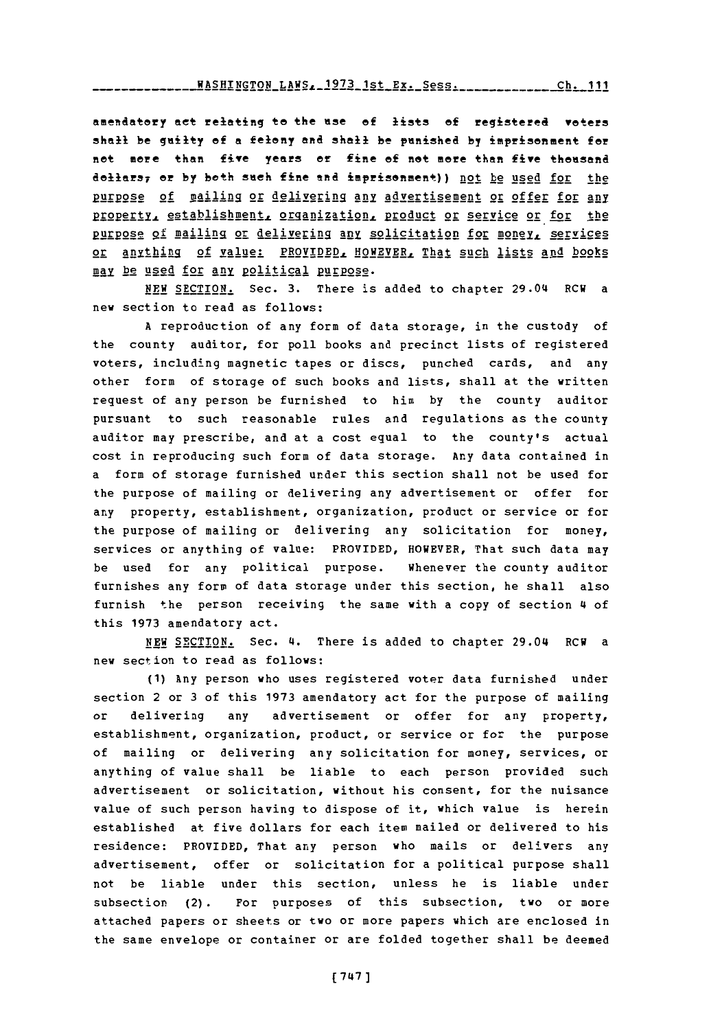amendatory act relating to the use of lists of registered voters shall be guilty of a felony and shall be punished by imprisonment for not more than five years or fine of not more than five thousand dollars, or by both such fine and imprisonment)) not be used for the purpose of mailing or delivering any advertisement or offer for any property, establishment, organization, product or service or for the purpose of mailing or delivering any solicitation for money, services or anything of value: PROVIDED, HOWEVER, That such lists and books may be used for any political purpose.

NEW SECTION. Sec. 3. There is added to chapter 29.04 RCW a new section to read as follows:

A reproduction of any form of data storage, in the custody of the county auditor, for poll books and precinct lists of registered voters, including magnetic tapes or discs, punched cards, and any other form of storage of such books and lists, shall at the written request of any person be furnished to him by the county auditor pursuant to such reasonable rules and regulations as the county auditor may prescribe, and at a cost equal to the county's actual cost in reproducing such form of data storage. Any data contained in a form of storage furnished under this section shall not be used for the purpose of mailing or delivering any advertisement or offer for any property, establishment, organization, product or service or for the purpose of mailing or delivering any solicitation for money, services or anything of value: PROVIDED, HOWEVER, That such data may be used for any political purpose. Whenever the county auditor furnishes any form of data storage under this section, he shall also furnish the person receiving the same with a copy of section 4 of this 1973 amendatory act.

NEW SECTION. Sec. 4. There is added to chapter 29.04 RCW a new section to read as follows:

(1) Any person who uses registered voter data furnished under section 2 or 3 of this 1973 amendatory act for the purpose of mailing or delivering any advertisement or offer for any property, establishment, organization, product, or service or for the purpose of mailing or delivering any solicitation for money, services, or anything of value shall be liable to each person provided such advertisement or solicitation, without his consent, for the nuisance value of such person having to dispose of it, which value is herein established at five dollars for each item mailed or delivered to his residence: PROVIDED, That any person who mails or delivers any advertisement, offer or solicitation for a political purpose shall not be liable under this section, unless he is liable under subsection (2). For purposes of this subsection, two or more attached papers or sheets or two or more papers which are enclosed in the same envelope or container or are folded together shall be deemed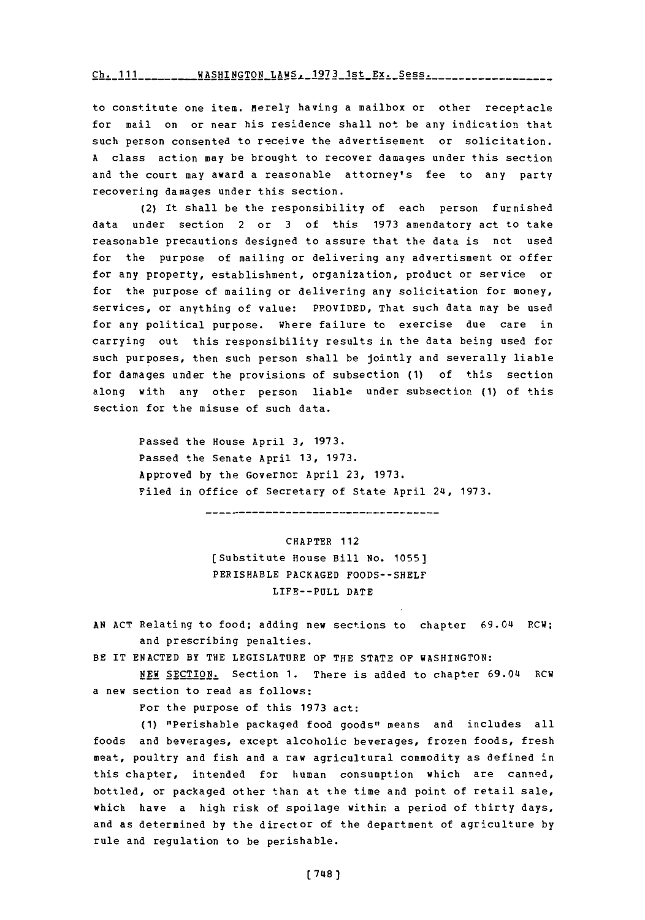to constitute one item. Merely having a mailbox or other receptacle for mail on or near his residence shall not be any indication that such person consented to receive the advertisement or solicitation. A class action may be brought to recover damages under this section and the court may award a reasonable attorney's fee to any party recovering damages under this section.

(2) It shall be the responsibility of each person furnished data under section 2 or 3 of this 1973 amendatory act to take reasonable precautions designed to assure that the data is not used for the purpose of mailing or delivering any advertisment or offer for any property, establishment, organization, product or service or for the purpose of mailing or delivering any solicitation for money, services, or anything of value: PROVIDED, That such data may be used for any political purpose. Where failure to exercise due care in carrying out this responsibility results in the data being used for such purposes, then such person shall be jointly and severally liable for damages under the provisions of subsection (1) of this section along with any other person liable under subsection (1) of this section for the misuse of such data.

Passed the House April 3, 1973.
Passed the Senate April 13, 1973.
Approved by the Governor April 23, 1973.
Filed in Office of Secretary of State April 24, 1973.

---

## CHAPTER 112
### [Substitute House Bill No. 1055]
### PERISHABLE PACKAGED FOODS--SHELF LIFE--PULL DATE

AN ACT Relating to food; adding new sections to chapter 69.04 RCW; and prescribing penalties.

BE IT ENACTED BY THE LEGISLATURE OF THE STATE OF WASHINGTON:

NEW SECTION. Section 1. There is added to chapter 69.04 RCW a new section to read as follows:

For the purpose of this 1973 act:

(1) "Perishable packaged food goods" means and includes all foods and beverages, except alcoholic beverages, frozen foods, fresh meat, poultry and fish and a raw agricultural commodity as defined in this chapter, intended for human consumption which are canned, bottled, or packaged other than at the time and point of retail sale, which have a high risk of spoilage within a period of thirty days, and as determined by the director of the department of agriculture by rule and regulation to be perishable.